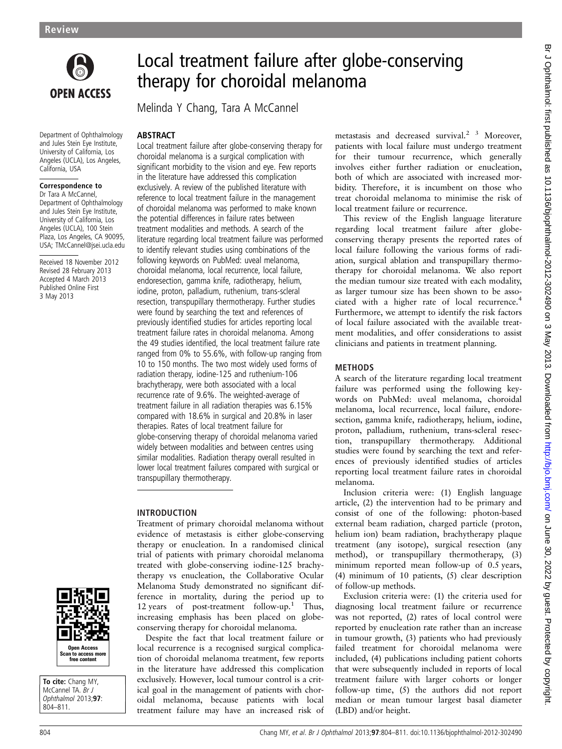# Local treatment failure after globe-conserving therapy for choroidal melanoma

Melinda Y Chang, Tara A McCannel

Department of Ophthalmology and Jules Stein Eye Institute, University of California, Los Angeles (UCLA), Los Angeles, California, USA

**Correspondence to**
Dr Tara A McCannel, Department of Ophthalmology and Jules Stein Eye Institute, University of California, Los Angeles (UCLA), 100 Stein Plaza, Los Angeles, CA 90095, USA; TMcCannel@jsei.ucla.edu

Received 18 November 2012
Revised 28 February 2013
Accepted 4 March 2013
Published Online First
3 May 2013

**To cite:** Chang MY, McCannel TA. *Br J Ophthalmol* 2013;**97**: 804–811.

## ABSTRACT

Local treatment failure after globe-conserving therapy for choroidal melanoma is a surgical complication with significant morbidity to the vision and eye. Few reports in the literature have addressed this complication exclusively. A review of the published literature with reference to local treatment failure in the management of choroidal melanoma was performed to make known the potential differences in failure rates between treatment modalities and methods. A search of the literature regarding local treatment failure was performed to identify relevant studies using combinations of the following keywords on PubMed: uveal melanoma, choroidal melanoma, local recurrence, local failure, endoresection, gamma knife, radiotherapy, helium, iodine, proton, palladium, ruthenium, trans-scleral resection, transpupillary thermotherapy. Further studies were found by searching the text and references of previously identified studies for articles reporting local treatment failure rates in choroidal melanoma. Among the 49 studies identified, the local treatment failure rate ranged from 0% to 55.6%, with follow-up ranging from 10 to 150 months. The two most widely used forms of radiation therapy, iodine-125 and ruthenium-106 brachytherapy, were both associated with a local recurrence rate of 9.6%. The weighted-average of treatment failure in all radiation therapies was 6.15% compared with 18.6% in surgical and 20.8% in laser therapies. Rates of local treatment failure for globe-conserving therapy of choroidal melanoma varied widely between modalities and between centres using similar modalities. Radiation therapy overall resulted in lower local treatment failures compared with surgical or transpupillary thermotherapy.

## INTRODUCTION

Treatment of primary choroidal melanoma without evidence of metastasis is either globe-conserving therapy or enucleation. In a randomised clinical trial of patients with primary choroidal melanoma treated with globe-conserving iodine-125 brachytherapy vs enucleation, the Collaborative Ocular Melanoma Study demonstrated no significant difference in mortality, during the period up to 12 years of post-treatment follow-up.[1] Thus, increasing emphasis has been placed on globe-conserving therapy for choroidal melanoma.

Despite the fact that local treatment failure or local recurrence is a recognised surgical complication of choroidal melanoma treatment, few reports in the literature have addressed this complication exclusively. However, local tumour control is a critical goal in the management of patients with choroidal melanoma, because patients with local treatment failure may have an increased risk of metastasis and decreased survival.[2 3] Moreover, patients with local failure must undergo treatment for their tumour recurrence, which generally involves either further radiation or enucleation, both of which are associated with increased morbidity. Therefore, it is incumbent on those who treat choroidal melanoma to minimise the risk of local treatment failure or recurrence.

This review of the English language literature regarding local treatment failure after globe-conserving therapy presents the reported rates of local failure following the various forms of radiation, surgical ablation and transpupillary thermotherapy for choroidal melanoma. We also report the median tumour size treated with each modality, as larger tumour size has been shown to be associated with a higher rate of local recurrence.[4] Furthermore, we attempt to identify the risk factors of local failure associated with the available treatment modalities, and offer considerations to assist clinicians and patients in treatment planning.

## METHODS

A search of the literature regarding local treatment failure was performed using the following keywords on PubMed: uveal melanoma, choroidal melanoma, local recurrence, local failure, endoresection, gamma knife, radiotherapy, helium, iodine, proton, palladium, ruthenium, trans-scleral resection, transpupillary thermotherapy. Additional studies were found by searching the text and references of previously identified studies of articles reporting local treatment failure rates in choroidal melanoma.

Inclusion criteria were: (1) English language article, (2) the intervention had to be primary and consist of one of the following: photon-based external beam radiation, charged particle (proton, helium ion) beam radiation, brachytherapy plaque treatment (any isotope), surgical resection (any method), or transpupillary thermotherapy, (3) minimum reported mean follow-up of 0.5 years, (4) minimum of 10 patients, (5) clear description of follow-up methods.

Exclusion criteria were: (1) the criteria used for diagnosing local treatment failure or recurrence was not reported, (2) rates of local control were reported by enucleation rate rather than an increase in tumour growth, (3) patients who had previously failed treatment for choroidal melanoma were included, (4) publications including patient cohorts that were subsequently included in reports of local treatment failure with larger cohorts or longer follow-up time, (5) the authors did not report median or mean tumour largest basal diameter (LBD) and/or height.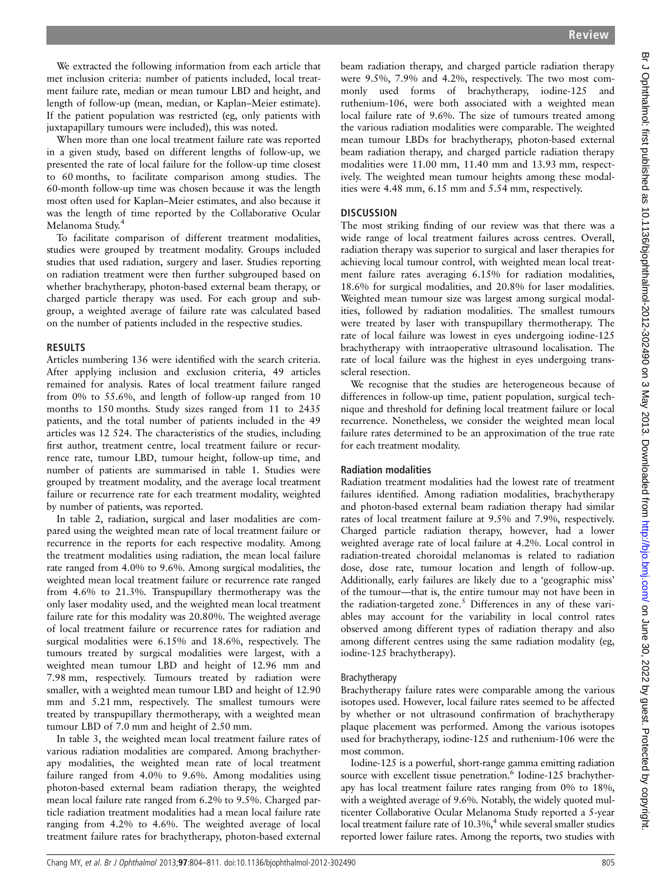We extracted the following information from each article that met inclusion criteria: number of patients included, local treatment failure rate, median or mean tumour LBD and height, and length of follow-up (mean, median, or Kaplan–Meier estimate). If the patient population was restricted (eg, only patients with juxtapapillary tumours were included), this was noted.

When more than one local treatment failure rate was reported in a given study, based on different lengths of follow-up, we presented the rate of local failure for the follow-up time closest to 60 months, to facilitate comparison among studies. The 60-month follow-up time was chosen because it was the length most often used for Kaplan–Meier estimates, and also because it was the length of time reported by the Collaborative Ocular Melanoma Study.[4]

To facilitate comparison of different treatment modalities, studies were grouped by treatment modality. Groups included studies that used radiation, surgery and laser. Studies reporting on radiation treatment were then further subgrouped based on whether brachytherapy, photon-based external beam therapy, or charged particle therapy was used. For each group and subgroup, a weighted average of failure rate was calculated based on the number of patients included in the respective studies.

## RESULTS

Articles numbering 136 were identified with the search criteria. After applying inclusion and exclusion criteria, 49 articles remained for analysis. Rates of local treatment failure ranged from 0% to 55.6%, and length of follow-up ranged from 10 months to 150 months. Study sizes ranged from 11 to 2435 patients, and the total number of patients included in the 49 articles was 12 524. The characteristics of the studies, including first author, treatment centre, local treatment failure or recurrence rate, tumour LBD, tumour height, follow-up time, and number of patients are summarised in table 1. Studies were grouped by treatment modality, and the average local treatment failure or recurrence rate for each treatment modality, weighted by number of patients, was reported.

In table 2, radiation, surgical and laser modalities are compared using the weighted mean rate of local treatment failure or recurrence in the reports for each respective modality. Among the treatment modalities using radiation, the mean local failure rate ranged from 4.0% to 9.6%. Among surgical modalities, the weighted mean local treatment failure or recurrence rate ranged from 4.6% to 21.3%. Transpupillary thermotherapy was the only laser modality used, and the weighted mean local treatment failure rate for this modality was 20.80%. The weighted average of local treatment failure or recurrence rates for radiation and surgical modalities were 6.15% and 18.6%, respectively. The tumours treated by surgical modalities were largest, with a weighted mean tumour LBD and height of 12.96 mm and 7.98 mm, respectively. Tumours treated by radiation were smaller, with a weighted mean tumour LBD and height of 12.90 mm and 5.21 mm, respectively. The smallest tumours were treated by transpupillary thermotherapy, with a weighted mean tumour LBD of 7.0 mm and height of 2.50 mm.

In table 3, the weighted mean local treatment failure rates of various radiation modalities are compared. Among brachytherapy modalities, the weighted mean rate of local treatment failure ranged from 4.0% to 9.6%. Among modalities using photon-based external beam radiation therapy, the weighted mean local failure rate ranged from 6.2% to 9.5%. Charged particle radiation treatment modalities had a mean local failure rate ranging from 4.2% to 4.6%. The weighted average of local treatment failure rates for brachytherapy, photon-based external beam radiation therapy, and charged particle radiation therapy were 9.5%, 7.9% and 4.2%, respectively. The two most commonly used forms of brachytherapy, iodine-125 and ruthenium-106, were both associated with a weighted mean local failure rate of 9.6%. The size of tumours treated among the various radiation modalities were comparable. The weighted mean tumour LBDs for brachytherapy, photon-based external beam radiation therapy, and charged particle radiation therapy modalities were 11.00 mm, 11.40 mm and 13.93 mm, respectively. The weighted mean tumour heights among these modalities were 4.48 mm, 6.15 mm and 5.54 mm, respectively.

## DISCUSSION

The most striking finding of our review was that there was a wide range of local treatment failures across centres. Overall, radiation therapy was superior to surgical and laser therapies for achieving local tumour control, with weighted mean local treatment failure rates averaging 6.15% for radiation modalities, 18.6% for surgical modalities, and 20.8% for laser modalities. Weighted mean tumour size was largest among surgical modalities, followed by radiation modalities. The smallest tumours were treated by laser with transpupillary thermotherapy. The rate of local failure was lowest in eyes undergoing iodine-125 brachytherapy with intraoperative ultrasound localisation. The rate of local failure was the highest in eyes undergoing transscleral resection.

We recognise that the studies are heterogeneous because of differences in follow-up time, patient population, surgical technique and threshold for defining local treatment failure or local recurrence. Nonetheless, we consider the weighted mean local failure rates determined to be an approximation of the true rate for each treatment modality.

### Radiation modalities

Radiation treatment modalities had the lowest rate of treatment failures identified. Among radiation modalities, brachytherapy and photon-based external beam radiation therapy had similar rates of local treatment failure at 9.5% and 7.9%, respectively. Charged particle radiation therapy, however, had a lower weighted average rate of local failure at 4.2%. Local control in radiation-treated choroidal melanomas is related to radiation dose, dose rate, tumour location and length of follow-up. Additionally, early failures are likely due to a 'geographic miss' of the tumour—that is, the entire tumour may not have been in the radiation-targeted zone.[5] Differences in any of these variables may account for the variability in local control rates observed among different types of radiation therapy and also among different centres using the same radiation modality (eg, iodine-125 brachytherapy).

#### Brachytherapy

Brachytherapy failure rates were comparable among the various isotopes used. However, local failure rates seemed to be affected by whether or not ultrasound confirmation of brachytherapy plaque placement was performed. Among the various isotopes used for brachytherapy, iodine-125 and ruthenium-106 were the most common.

Iodine-125 is a powerful, short-range gamma emitting radiation source with excellent tissue penetration.[6] Iodine-125 brachytherapy has local treatment failure rates ranging from 0% to 18%, with a weighted average of 9.6%. Notably, the widely quoted multicenter Collaborative Ocular Melanoma Study reported a 5-year local treatment failure rate of 10.3%,[4] while several smaller studies reported lower failure rates. Among the reports, two studies with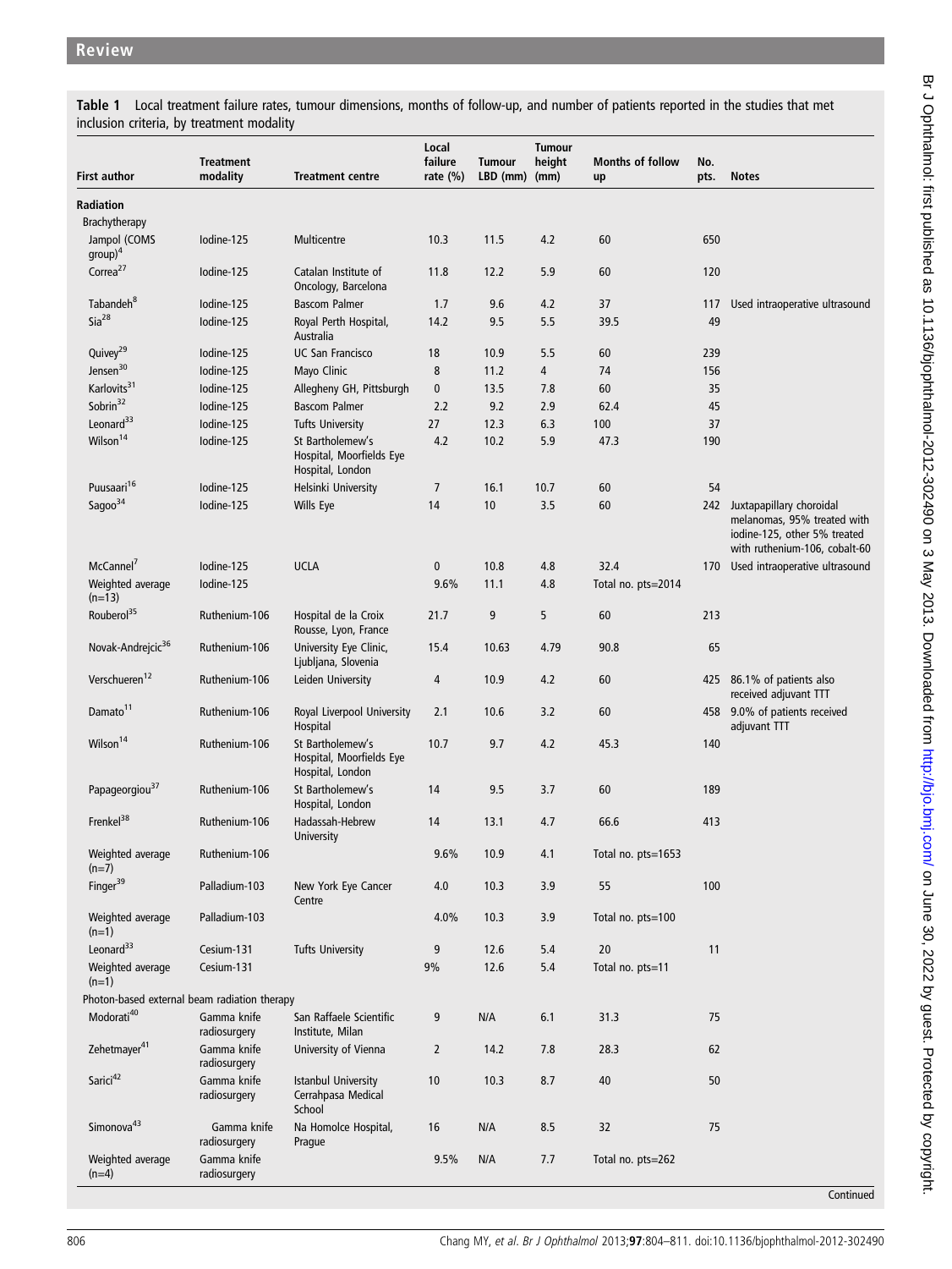**Table 1** Local treatment failure rates, tumour dimensions, months of follow-up, and number of patients reported in the studies that met inclusion criteria, by treatment modality

| First author | Treatment modality | Treatment centre | Local failure rate (%) | Tumour LBD (mm) | Tumour height (mm) | Months of follow up | No. pts. | Notes |
|---|---|---|---|---|---|---|---|---|
| **Radiation** | | | | | | | | |
| Brachytherapy | | | | | | | | |
| Jampol (COMS group)[4] | Iodine-125 | Multicentre | 10.3 | 11.5 | 4.2 | 60 | 650 | |
| Correa[27] | Iodine-125 | Catalan Institute of Oncology, Barcelona | 11.8 | 12.2 | 5.9 | 60 | 120 | |
| Tabandeh[8] | Iodine-125 | Bascom Palmer | 1.7 | 9.6 | 4.2 | 37 | 117 | Used intraoperative ultrasound |
| Sia[28] | Iodine-125 | Royal Perth Hospital, Australia | 14.2 | 9.5 | 5.5 | 39.5 | 49 | |
| Quivey[29] | Iodine-125 | UC San Francisco | 18 | 10.9 | 5.5 | 60 | 239 | |
| Jensen[30] | Iodine-125 | Mayo Clinic | 8 | 11.2 | 4 | 74 | 156 | |
| Karlovits[31] | Iodine-125 | Allegheny GH, Pittsburgh | 0 | 13.5 | 7.8 | 60 | 35 | |
| Sobrin[32] | Iodine-125 | Bascom Palmer | 2.2 | 9.2 | 2.9 | 62.4 | 45 | |
| Leonard[33] | Iodine-125 | Tufts University | 27 | 12.3 | 6.3 | 100 | 37 | |
| Wilson[14] | Iodine-125 | St Bartholemew's Hospital, Moorfields Eye Hospital, London | 4.2 | 10.2 | 5.9 | 47.3 | 190 | |
| Puusaari[16] | Iodine-125 | Helsinki University | 7 | 16.1 | 10.7 | 60 | 54 | |
| Sagoo[34] | Iodine-125 | Wills Eye | 14 | 10 | 3.5 | 60 | 242 | Juxtapapillary choroidal melanomas, 95% treated with iodine-125, other 5% treated with ruthenium-106, cobalt-60 |
| McCannel[7] | Iodine-125 | UCLA | 0 | 10.8 | 4.8 | 32.4 | 170 | Used intraoperative ultrasound |
| Weighted average (n=13) | Iodine-125 | | 9.6% | 11.1 | 4.8 | Total no. pts=2014 | | |
| Rouberol[35] | Ruthenium-106 | Hospital de la Croix Rousse, Lyon, France | 21.7 | 9 | 5 | 60 | 213 | |
| Novak-Andrejcic[36] | Ruthenium-106 | University Eye Clinic, Ljubljana, Slovenia | 15.4 | 10.63 | 4.79 | 90.8 | 65 | |
| Verschueren[12] | Ruthenium-106 | Leiden University | 4 | 10.9 | 4.2 | 60 | 425 | 86.1% of patients also received adjuvant TTT |
| Damato[11] | Ruthenium-106 | Royal Liverpool University Hospital | 2.1 | 10.6 | 3.2 | 60 | 458 | 9.0% of patients received adjuvant TTT |
| Wilson[14] | Ruthenium-106 | St Bartholemew's Hospital, Moorfields Eye Hospital, London | 10.7 | 9.7 | 4.2 | 45.3 | 140 | |
| Papageorgiou[37] | Ruthenium-106 | St Bartholemew's Hospital, London | 14 | 9.5 | 3.7 | 60 | 189 | |
| Frenkel[38] | Ruthenium-106 | Hadassah-Hebrew University | 14 | 13.1 | 4.7 | 66.6 | 413 | |
| Weighted average (n=7) | Ruthenium-106 | | 9.6% | 10.9 | 4.1 | Total no. pts=1653 | | |
| Finger[39] | Palladium-103 | New York Eye Cancer Centre | 4.0 | 10.3 | 3.9 | 55 | 100 | |
| Weighted average (n=1) | Palladium-103 | | 4.0% | 10.3 | 3.9 | Total no. pts=100 | | |
| Leonard[33] | Cesium-131 | Tufts University | 9 | 12.6 | 5.4 | 20 | 11 | |
| Weighted average (n=1) | Cesium-131 | | 9% | 12.6 | 5.4 | Total no. pts=11 | | |
| Photon-based external beam radiation therapy | | | | | | | | |
| Modorati[40] | Gamma knife radiosurgery | San Raffaele Scientific Institute, Milan | 9 | N/A | 6.1 | 31.3 | 75 | |
| Zehetmayer[41] | Gamma knife radiosurgery | University of Vienna | 2 | 14.2 | 7.8 | 28.3 | 62 | |
| Sarici[42] | Gamma knife radiosurgery | Istanbul University Cerrahpasa Medical School | 10 | 10.3 | 8.7 | 40 | 50 | |
| Simonova[43] | Gamma knife radiosurgery | Na Homolce Hospital, Prague | 16 | N/A | 8.5 | 32 | 75 | |
| Weighted average (n=4) | Gamma knife radiosurgery | | 9.5% | N/A | 7.7 | Total no. pts=262 | | |

Continued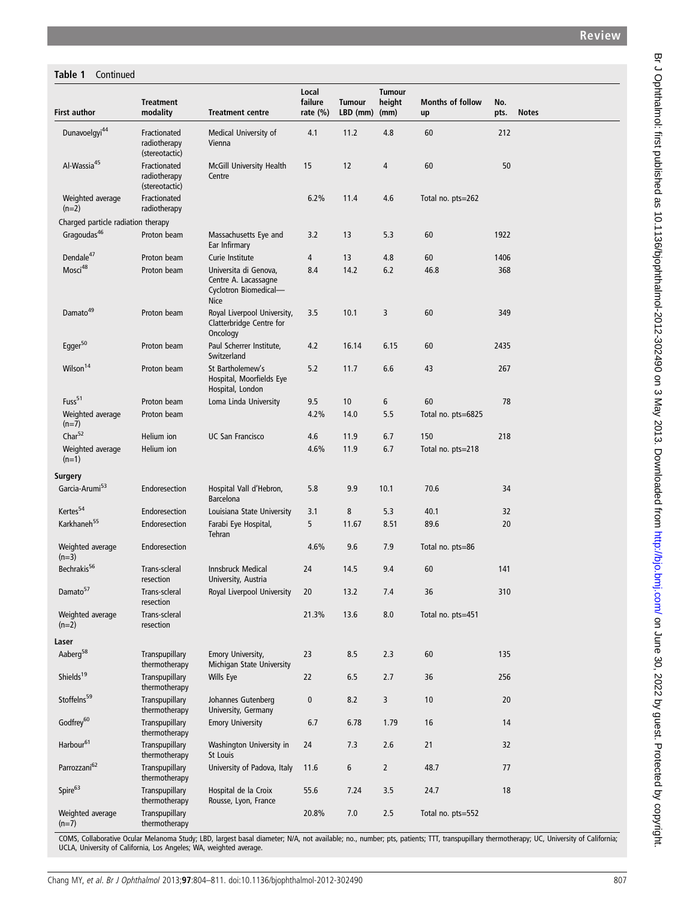**Table 1** Continued

| First author | Treatment modality | Treatment centre | Local failure rate (%) | Tumour LBD (mm) | Tumour height (mm) | Months of follow up | No. pts. | Notes |
|---|---|---|---|---|---|---|---|---|
| Dunavoelgyi[44] | Fractionated radiotherapy (stereotactic) | Medical University of Vienna | 4.1 | 11.2 | 4.8 | 60 | 212 | |
| Al-Wassia[45] | Fractionated radiotherapy (stereotactic) | McGill University Health Centre | 15 | 12 | 4 | 60 | 50 | |
| Weighted average (n=2) | Fractionated radiotherapy | | 6.2% | 11.4 | 4.6 | Total no. pts=262 | | |
| Charged particle radiation therapy | | | | | | | | |
| Gragoudas[46] | Proton beam | Massachusetts Eye and Ear Infirmary | 3.2 | 13 | 5.3 | 60 | 1922 | |
| Dendale[47] | Proton beam | Curie Institute | 4 | 13 | 4.8 | 60 | 1406 | |
| Mosci[48] | Proton beam | Universita di Genova, Centre A. Lacassagne Cyclotron Biomedical—Nice | 8.4 | 14.2 | 6.2 | 46.8 | 368 | |
| Damato[49] | Proton beam | Royal Liverpool University, Clatterbridge Centre for Oncology | 3.5 | 10.1 | 3 | 60 | 349 | |
| Egger[50] | Proton beam | Paul Scherrer Institute, Switzerland | 4.2 | 16.14 | 6.15 | 60 | 2435 | |
| Wilson[14] | Proton beam | St Bartholemew's Hospital, Moorfields Eye Hospital, London | 5.2 | 11.7 | 6.6 | 43 | 267 | |
| Fuss[51] | Proton beam | Loma Linda University | 9.5 | 10 | 6 | 60 | 78 | |
| Weighted average (n=7) | Proton beam | | 4.2% | 14.0 | 5.5 | Total no. pts=6825 | | |
| Char[52] | Helium ion | UC San Francisco | 4.6 | 11.9 | 6.7 | 150 | 218 | |
| Weighted average (n=1) | Helium ion | | 4.6% | 11.9 | 6.7 | Total no. pts=218 | | |
| **Surgery** | | | | | | | | |
| Garcia-Arumi[53] | Endoresection | Hospital Vall d'Hebron, Barcelona | 5.8 | 9.9 | 10.1 | 70.6 | 34 | |
| Kertes[54] | Endoresection | Louisiana State University | 3.1 | 8 | 5.3 | 40.1 | 32 | |
| Karkhaneh[55] | Endoresection | Farabi Eye Hospital, Tehran | 5 | 11.67 | 8.51 | 89.6 | 20 | |
| Weighted average (n=3) | Endoresection | | 4.6% | 9.6 | 7.9 | Total no. pts=86 | | |
| Bechrakis[56] | Trans-scleral resection | Innsbruck Medical University, Austria | 24 | 14.5 | 9.4 | 60 | 141 | |
| Damato[57] | Trans-scleral resection | Royal Liverpool University | 20 | 13.2 | 7.4 | 36 | 310 | |
| Weighted average (n=2) | Trans-scleral resection | | 21.3% | 13.6 | 8.0 | Total no. pts=451 | | |
| **Laser** | | | | | | | | |
| Aaberg[58] | Transpupillary thermotherapy | Emory University, Michigan State University | 23 | 8.5 | 2.3 | 60 | 135 | |
| Shields[19] | Transpupillary thermotherapy | Wills Eye | 22 | 6.5 | 2.7 | 36 | 256 | |
| Stoffelns[59] | Transpupillary thermotherapy | Johannes Gutenberg University, Germany | 0 | 8.2 | 3 | 10 | 20 | |
| Godfrey[60] | Transpupillary thermotherapy | Emory University | 6.7 | 6.78 | 1.79 | 16 | 14 | |
| Harbour[61] | Transpupillary thermotherapy | Washington University in St Louis | 24 | 7.3 | 2.6 | 21 | 32 | |
| Parrozzani[62] | Transpupillary thermotherapy | University of Padova, Italy | 11.6 | 6 | 2 | 48.7 | 77 | |
| Spire[63] | Transpupillary thermotherapy | Hospital de la Croix Rousse, Lyon, France | 55.6 | 7.24 | 3.5 | 24.7 | 18 | |
| Weighted average (n=7) | Transpupillary thermotherapy | | 20.8% | 7.0 | 2.5 | Total no. pts=552 | | |

COMS, Collaborative Ocular Melanoma Study; LBD, largest basal diameter; N/A, not available; no., number; pts, patients; TTT, transpupillary thermotherapy; UC, University of California; UCLA, University of California, Los Angeles; WA, weighted average.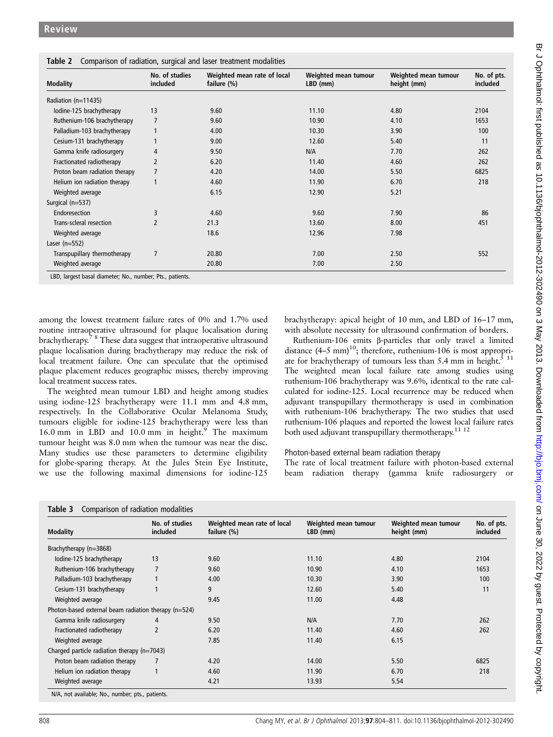**Table 2** Comparison of radiation, surgical and laser treatment modalities

| Modality | No. of studies included | Weighted mean rate of local failure (%) | Weighted mean tumour LBD (mm) | Weighted mean tumour height (mm) | No. of pts. included |
|---|---|---|---|---|---|
| Radiation (n=11435) | | | | | |
| Iodine-125 brachytherapy | 13 | 9.60 | 11.10 | 4.80 | 2104 |
| Ruthenium-106 brachytherapy | 7 | 9.60 | 10.90 | 4.10 | 1653 |
| Palladium-103 brachytherapy | 1 | 4.00 | 10.30 | 3.90 | 100 |
| Cesium-131 brachytherapy | 1 | 9.00 | 12.60 | 5.40 | 11 |
| Gamma knife radiosurgery | 4 | 9.50 | N/A | 7.70 | 262 |
| Fractionated radiotherapy | 2 | 6.20 | 11.40 | 4.60 | 262 |
| Proton beam radiation therapy | 7 | 4.20 | 14.00 | 5.50 | 6825 |
| Helium ion radiation therapy | 1 | 4.60 | 11.90 | 6.70 | 218 |
| Weighted average | | 6.15 | 12.90 | 5.21 | |
| Surgical (n=537) | | | | | |
| Endoresection | 3 | 4.60 | 9.60 | 7.90 | 86 |
| Trans-scleral resection | 2 | 21.3 | 13.60 | 8.00 | 451 |
| Weighted average | | 18.6 | 12.96 | 7.98 | |
| Laser (n=552) | | | | | |
| Transpupillary thermotherapy | 7 | 20.80 | 7.00 | 2.50 | 552 |
| Weighted average | | 20.80 | 7.00 | 2.50 | |

LBD, largest basal diameter; No., number; Pts., patients.

among the lowest treatment failure rates of 0% and 1.7% used routine intraoperative ultrasound for plaque localisation during brachytherapy.[7 8] These data suggest that intraoperative ultrasound plaque localisation during brachytherapy may reduce the risk of local treatment failure. One can speculate that the optimised plaque placement reduces geographic misses, thereby improving local treatment success rates.

The weighted mean tumour LBD and height among studies using iodine-125 brachytherapy were 11.1 mm and 4.8 mm, respectively. In the Collaborative Ocular Melanoma Study, tumours eligible for iodine-125 brachytherapy were less than 16.0 mm in LBD and 10.0 mm in height.[9] The maximum tumour height was 8.0 mm when the tumour was near the disc. Many studies use these parameters to determine eligibility for globe-sparing therapy. At the Jules Stein Eye Institute, we use the following maximal dimensions for iodine-125 brachytherapy: apical height of 10 mm, and LBD of 16–17 mm, with absolute necessity for ultrasound confirmation of borders.

Ruthenium-106 emits β-particles that only travel a limited distance (4–5 mm)[10]; therefore, ruthenium-106 is most appropriate for brachytherapy of tumours less than 5.4 mm in height.[5 11] The weighted mean local failure rate among studies using ruthenium-106 brachytherapy was 9.6%, identical to the rate calculated for iodine-125. Local recurrence may be reduced when adjuvant transpupillary thermotherapy is used in combination with ruthenium-106 brachytherapy. The two studies that used ruthenium-106 plaques and reported the lowest local failure rates both used adjuvant transpupillary thermotherapy.[11 12]

### Photon-based external beam radiation therapy

The rate of local treatment failure with photon-based external beam radiation therapy (gamma knife radiosurgery or

**Table 3** Comparison of radiation modalities

| Modality | No. of studies included | Weighted mean rate of local failure (%) | Weighted mean tumour LBD (mm) | Weighted mean tumour height (mm) | No. of pts. included |
|---|---|---|---|---|---|
| Brachytherapy (n=3868) | | | | | |
| Iodine-125 brachytherapy | 13 | 9.60 | 11.10 | 4.80 | 2104 |
| Ruthenium-106 brachytherapy | 7 | 9.60 | 10.90 | 4.10 | 1653 |
| Palladium-103 brachytherapy | 1 | 4.00 | 10.30 | 3.90 | 100 |
| Cesium-131 brachytherapy | 1 | 9 | 12.60 | 5.40 | 11 |
| Weighted average | | 9.45 | 11.00 | 4.48 | |
| Photon-based external beam radiation therapy (n=524) | | | | | |
| Gamma knife radiosurgery | 4 | 9.50 | N/A | 7.70 | 262 |
| Fractionated radiotherapy | 2 | 6.20 | 11.40 | 4.60 | 262 |
| Weighted average | | 7.85 | 11.40 | 6.15 | |
| Charged particle radiation therapy (n=7043) | | | | | |
| Proton beam radiation therapy | 7 | 4.20 | 14.00 | 5.50 | 6825 |
| Helium ion radiation therapy | 1 | 4.60 | 11.90 | 6.70 | 218 |
| Weighted average | | 4.21 | 13.93 | 5.54 | |

N/A, not available; No., number; pts., patients.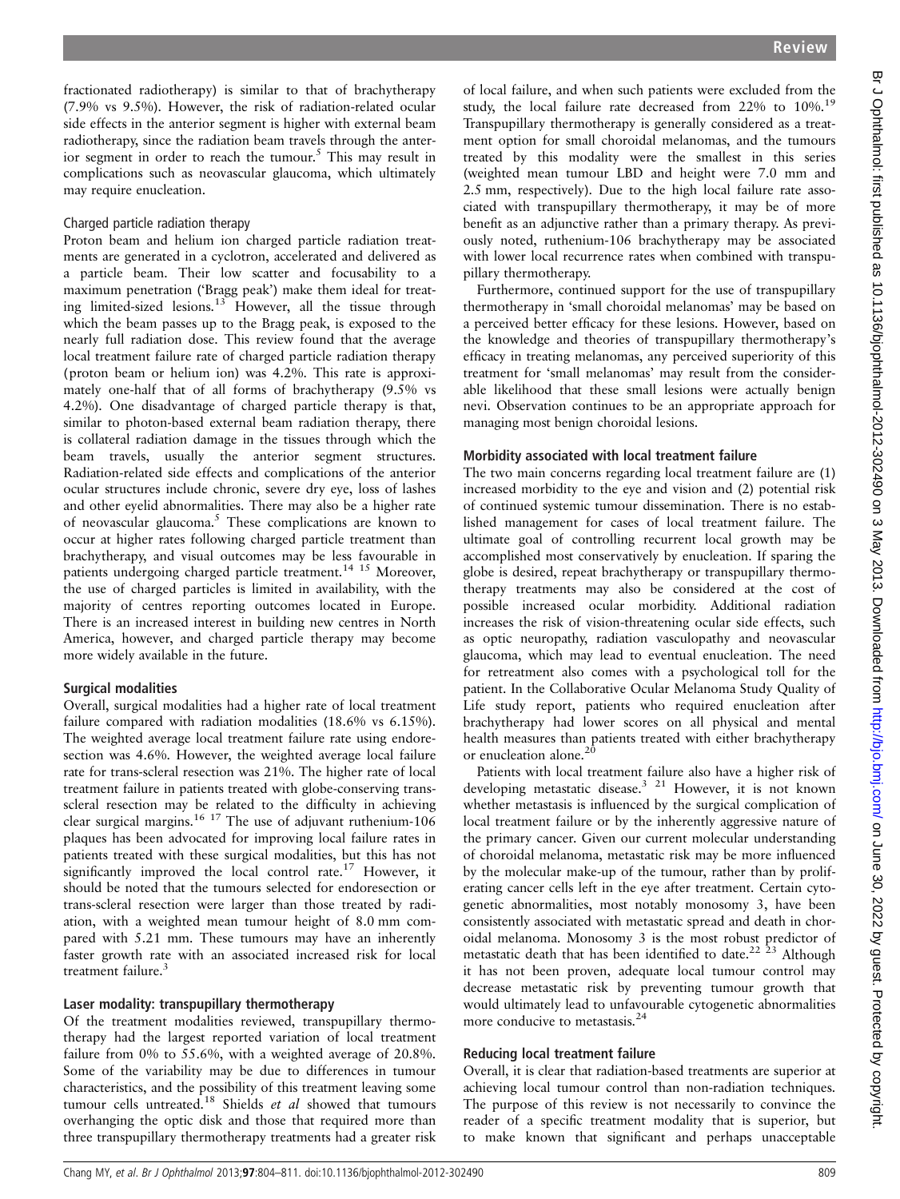fractionated radiotherapy) is similar to that of brachytherapy (7.9% vs 9.5%). However, the risk of radiation-related ocular side effects in the anterior segment is higher with external beam radiotherapy, since the radiation beam travels through the anterior segment in order to reach the tumour.[5] This may result in complications such as neovascular glaucoma, which ultimately may require enucleation.

### Charged particle radiation therapy

Proton beam and helium ion charged particle radiation treatments are generated in a cyclotron, accelerated and delivered as a particle beam. Their low scatter and focusability to a maximum penetration ('Bragg peak') make them ideal for treating limited-sized lesions.[13] However, all the tissue through which the beam passes up to the Bragg peak, is exposed to the nearly full radiation dose. This review found that the average local treatment failure rate of charged particle radiation therapy (proton beam or helium ion) was 4.2%. This rate is approximately one-half that of all forms of brachytherapy (9.5% vs 4.2%). One disadvantage of charged particle therapy is that, similar to photon-based external beam radiation therapy, there is collateral radiation damage in the tissues through which the beam travels, usually the anterior segment structures. Radiation-related side effects and complications of the anterior ocular structures include chronic, severe dry eye, loss of lashes and other eyelid abnormalities. There may also be a higher rate of neovascular glaucoma.[5] These complications are known to occur at higher rates following charged particle treatment than brachytherapy, and visual outcomes may be less favourable in patients undergoing charged particle treatment.[14,15] Moreover, the use of charged particles is limited in availability, with the majority of centres reporting outcomes located in Europe. There is an increased interest in building new centres in North America, however, and charged particle therapy may become more widely available in the future.

## Surgical modalities

Overall, surgical modalities had a higher rate of local treatment failure compared with radiation modalities (18.6% vs 6.15%). The weighted average local treatment failure rate using endoresection was 4.6%. However, the weighted average local failure rate for trans-scleral resection was 21%. The higher rate of local treatment failure in patients treated with globe-conserving trans-scleral resection may be related to the difficulty in achieving clear surgical margins.[16,17] The use of adjuvant ruthenium-106 plaques has been advocated for improving local failure rates in patients treated with these surgical modalities, but this has not significantly improved the local control rate.[17] However, it should be noted that the tumours selected for endoresection or trans-scleral resection were larger than those treated by radiation, with a weighted mean tumour height of 8.0 mm compared with 5.21 mm. These tumours may have an inherently faster growth rate with an associated increased risk for local treatment failure.[3]

## Laser modality: transpupillary thermotherapy

Of the treatment modalities reviewed, transpupillary thermotherapy had the largest reported variation of local treatment failure from 0% to 55.6%, with a weighted average of 20.8%. Some of the variability may be due to differences in tumour characteristics, and the possibility of this treatment leaving some tumour cells untreated.[18] Shields *et al* showed that tumours overhanging the optic disk and those that required more than three transpupillary thermotherapy treatments had a greater risk of local failure, and when such patients were excluded from the study, the local failure rate decreased from 22% to 10%.[19] Transpupillary thermotherapy is generally considered as a treatment option for small choroidal melanomas, and the tumours treated by this modality were the smallest in this series (weighted mean tumour LBD and height were 7.0 mm and 2.5 mm, respectively). Due to the high local failure rate associated with transpupillary thermotherapy, it may be of more benefit as an adjunctive rather than a primary therapy. As previously noted, ruthenium-106 brachytherapy may be associated with lower local recurrence rates when combined with transpupillary thermotherapy.

Furthermore, continued support for the use of transpupillary thermotherapy in 'small choroidal melanomas' may be based on a perceived better efficacy for these lesions. However, based on the knowledge and theories of transpupillary thermotherapy's efficacy in treating melanomas, any perceived superiority of this treatment for 'small melanomas' may result from the considerable likelihood that these small lesions were actually benign nevi. Observation continues to be an appropriate approach for managing most benign choroidal lesions.

## Morbidity associated with local treatment failure

The two main concerns regarding local treatment failure are (1) increased morbidity to the eye and vision and (2) potential risk of continued systemic tumour dissemination. There is no established management for cases of local treatment failure. The ultimate goal of controlling recurrent local growth may be accomplished most conservatively by enucleation. If sparing the globe is desired, repeat brachytherapy or transpupillary thermotherapy treatments may also be considered at the cost of possible increased ocular morbidity. Additional radiation increases the risk of vision-threatening ocular side effects, such as optic neuropathy, radiation vasculopathy and neovascular glaucoma, which may lead to eventual enucleation. The need for retreatment also comes with a psychological toll for the patient. In the Collaborative Ocular Melanoma Study Quality of Life study report, patients who required enucleation after brachytherapy had lower scores on all physical and mental health measures than patients treated with either brachytherapy or enucleation alone.[20]

Patients with local treatment failure also have a higher risk of developing metastatic disease.[3,21] However, it is not known whether metastasis is influenced by the surgical complication of local treatment failure or by the inherently aggressive nature of the primary cancer. Given our current molecular understanding of choroidal melanoma, metastatic risk may be more influenced by the molecular make-up of the tumour, rather than by proliferating cancer cells left in the eye after treatment. Certain cytogenetic abnormalities, most notably monosomy 3, have been consistently associated with metastatic spread and death in choroidal melanoma. Monosomy 3 is the most robust predictor of metastatic death that has been identified to date.[22,23] Although it has not been proven, adequate local tumour control may decrease metastatic risk by preventing tumour growth that would ultimately lead to unfavourable cytogenetic abnormalities more conducive to metastasis.[24]

## Reducing local treatment failure

Overall, it is clear that radiation-based treatments are superior at achieving local tumour control than non-radiation techniques. The purpose of this review is not necessarily to convince the reader of a specific treatment modality that is superior, but to make known that significant and perhaps unacceptable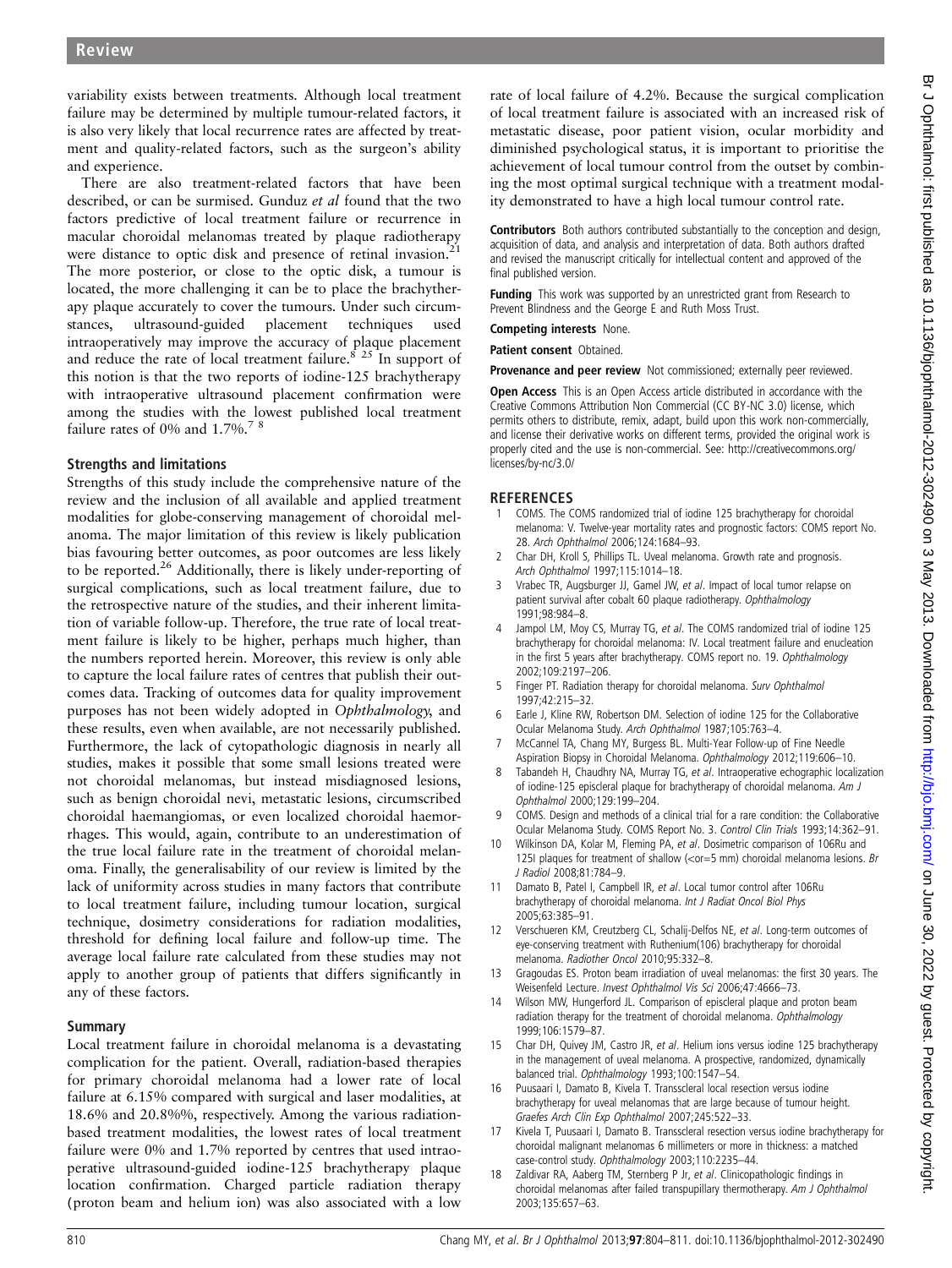variability exists between treatments. Although local treatment failure may be determined by multiple tumour-related factors, it is also very likely that local recurrence rates are affected by treatment and quality-related factors, such as the surgeon's ability and experience.

There are also treatment-related factors that have been described, or can be surmised. Gunduz *et al* found that the two factors predictive of local treatment failure or recurrence in macular choroidal melanomas treated by plaque radiotherapy were distance to optic disk and presence of retinal invasion.[21] The more posterior, or close to the optic disk, a tumour is located, the more challenging it can be to place the brachytherapy plaque accurately to cover the tumours. Under such circumstances, ultrasound-guided placement techniques used intraoperatively may improve the accuracy of plaque placement and reduce the rate of local treatment failure.[8 25] In support of this notion is that the two reports of iodine-125 brachytherapy with intraoperative ultrasound placement confirmation were among the studies with the lowest published local treatment failure rates of 0% and 1.7%.[7 8]

## Strengths and limitations

Strengths of this study include the comprehensive nature of the review and the inclusion of all available and applied treatment modalities for globe-conserving management of choroidal melanoma. The major limitation of this review is likely publication bias favouring better outcomes, as poor outcomes are less likely to be reported.[26] Additionally, there is likely under-reporting of surgical complications, such as local treatment failure, due to the retrospective nature of the studies, and their inherent limitation of variable follow-up. Therefore, the true rate of local treatment failure is likely to be higher, perhaps much higher, than the numbers reported herein. Moreover, this review is only able to capture the local failure rates of centres that publish their outcomes data. Tracking of outcomes data for quality improvement purposes has not been widely adopted in *Ophthalmology*, and these results, even when available, are not necessarily published. Furthermore, the lack of cytopathologic diagnosis in nearly all studies, makes it possible that some small lesions treated were not choroidal melanomas, but instead misdiagnosed lesions, such as benign choroidal nevi, metastatic lesions, circumscribed choroidal haemangiomas, or even localized choroidal haemorrhages. This would, again, contribute to an underestimation of the true local failure rate in the treatment of choroidal melanoma. Finally, the generalisability of our review is limited by the lack of uniformity across studies in many factors that contribute to local treatment failure, including tumour location, surgical technique, dosimetry considerations for radiation modalities, threshold for defining local failure and follow-up time. The average local failure rate calculated from these studies may not apply to another group of patients that differs significantly in any of these factors.

## Summary

Local treatment failure in choroidal melanoma is a devastating complication for the patient. Overall, radiation-based therapies for primary choroidal melanoma had a lower rate of local failure at 6.15% compared with surgical and laser modalities, at 18.6% and 20.8%%, respectively. Among the various radiation-based treatment modalities, the lowest rates of local treatment failure were 0% and 1.7% reported by centres that used intraoperative ultrasound-guided iodine-125 brachytherapy plaque location confirmation. Charged particle radiation therapy (proton beam and helium ion) was also associated with a low rate of local failure of 4.2%. Because the surgical complication of local treatment failure is associated with an increased risk of metastatic disease, poor patient vision, ocular morbidity and diminished psychological status, it is important to prioritise the achievement of local tumour control from the outset by combining the most optimal surgical technique with a treatment modality demonstrated to have a high local tumour control rate.

**Contributors** Both authors contributed substantially to the conception and design, acquisition of data, and analysis and interpretation of data. Both authors drafted and revised the manuscript critically for intellectual content and approved of the final published version.

**Funding** This work was supported by an unrestricted grant from Research to Prevent Blindness and the George E and Ruth Moss Trust.

**Competing interests** None.

**Patient consent** Obtained.

**Provenance and peer review** Not commissioned; externally peer reviewed.

**Open Access** This is an Open Access article distributed in accordance with the Creative Commons Attribution Non Commercial (CC BY-NC 3.0) license, which permits others to distribute, remix, adapt, build upon this work non-commercially, and license their derivative works on different terms, provided the original work is properly cited and the use is non-commercial. See: http://creativecommons.org/licenses/by-nc/3.0/

## REFERENCES

1. COMS. The COMS randomized trial of iodine 125 brachytherapy for choroidal melanoma: V. Twelve-year mortality rates and prognostic factors: COMS report No. 28. *Arch Ophthalmol* 2006;124:1684–93.
2. Char DH, Kroll S, Phillips TL. Uveal melanoma. Growth rate and prognosis. *Arch Ophthalmol* 1997;115:1014–18.
3. Vrabec TR, Augsburger JJ, Gamel JW, *et al*. Impact of local tumor relapse on patient survival after cobalt 60 plaque radiotherapy. *Ophthalmology* 1991;98:984–8.
4. Jampol LM, Moy CS, Murray TG, *et al*. The COMS randomized trial of iodine 125 brachytherapy for choroidal melanoma: IV. Local treatment failure and enucleation in the first 5 years after brachytherapy. COMS report no. 19. *Ophthalmology* 2002;109:2197–206.
5. Finger PT. Radiation therapy for choroidal melanoma. *Surv Ophthalmol* 1997;42:215–32.
6. Earle J, Kline RW, Robertson DM. Selection of iodine 125 for the Collaborative Ocular Melanoma Study. *Arch Ophthalmol* 1987;105:763–4.
7. McCannel TA, Chang MY, Burgess BL. Multi-Year Follow-up of Fine Needle Aspiration Biopsy in Choroidal Melanoma. *Ophthalmology* 2012;119:606–10.
8. Tabandeh H, Chaudhry NA, Murray TG, *et al*. Intraoperative echographic localization of iodine-125 episcleral plaque for brachytherapy of choroidal melanoma. *Am J Ophthalmol* 2000;129:199–204.
9. COMS. Design and methods of a clinical trial for a rare condition: the Collaborative Ocular Melanoma Study. COMS Report No. 3. *Control Clin Trials* 1993;14:362–91.
10. Wilkinson DA, Kolar M, Fleming PA, *et al*. Dosimetric comparison of 106Ru and 125I plaques for treatment of shallow (<or=5 mm) choroidal melanoma lesions. *Br J Radiol* 2008;81:784–9.
11. Damato B, Patel I, Campbell IR, *et al*. Local tumor control after 106Ru brachytherapy of choroidal melanoma. *Int J Radiat Oncol Biol Phys* 2005;63:385–91.
12. Verschueren KM, Creutzberg CL, Schalij-Delfos NE, *et al*. Long-term outcomes of eye-conserving treatment with Ruthenium(106) brachytherapy for choroidal melanoma. *Radiother Oncol* 2010;95:332–8.
13. Gragoudas ES. Proton beam irradiation of uveal melanomas: the first 30 years. The Weisenfeld Lecture. *Invest Ophthalmol Vis Sci* 2006;47:4666–73.
14. Wilson MW, Hungerford JL. Comparison of episcleral plaque and proton beam radiation therapy for the treatment of choroidal melanoma. *Ophthalmology* 1999;106:1579–87.
15. Char DH, Quivey JM, Castro JR, *et al*. Helium ions versus iodine 125 brachytherapy in the management of uveal melanoma. A prospective, randomized, dynamically balanced trial. *Ophthalmology* 1993;100:1547–54.
16. Puusaari I, Damato B, Kivela T. Transscleral local resection versus iodine brachytherapy for uveal melanomas that are large because of tumour height. *Graefes Arch Clin Exp Ophthalmol* 2007;245:522–33.
17. Kivela T, Puusaari I, Damato B. Transscleral resection versus iodine brachytherapy for choroidal malignant melanomas 6 millimeters or more in thickness: a matched case-control study. *Ophthalmology* 2003;110:2235–44.
18. Zaldivar RA, Aaberg TM, Sternberg P Jr, *et al*. Clinicopathologic findings in choroidal melanomas after failed transpupillary thermotherapy. *Am J Ophthalmol* 2003;135:657–63.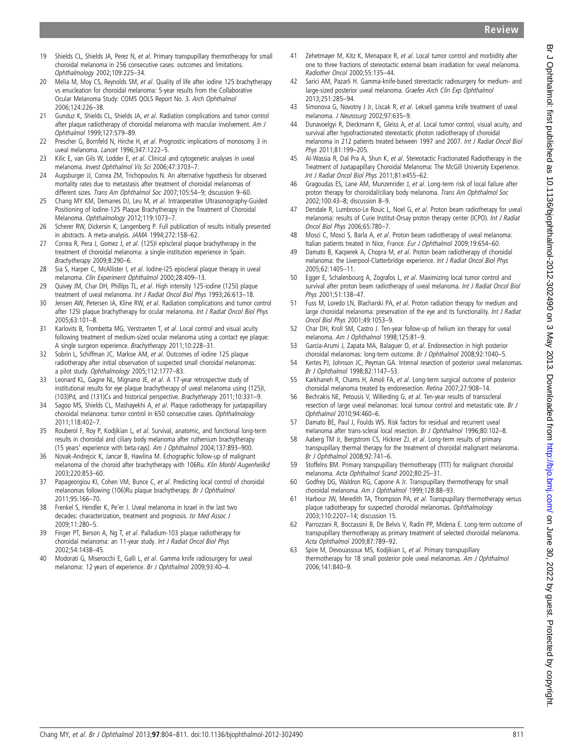19 Shields CL, Shields JA, Perez N, *et al*. Primary transpupillary thermotherapy for small choroidal melanoma in 256 consecutive cases: outcomes and limitations. *Ophthalmology* 2002;109:225–34.

20 Melia M, Moy CS, Reynolds SM, *et al*. Quality of life after iodine 125 brachytherapy vs enucleation for choroidal melanoma: 5-year results from the Collaborative Ocular Melanoma Study: COMS QOLS Report No. 3. *Arch Ophthalmol* 2006;124:226–38.

21 Gunduz K, Shields CL, Shields JA, *et al*. Radiation complications and tumor control after plaque radiotherapy of choroidal melanoma with macular involvement. *Am J Ophthalmol* 1999;127:579–89.

22 Prescher G, Bornfeld N, Hirche H, *et al*. Prognostic implications of monosomy 3 in uveal melanoma. *Lancet* 1996;347:1222–5.

23 Kilic E, van Gils W, Lodder E, *et al*. Clinical and cytogenetic analyses in uveal melanoma. *Invest Ophthalmol Vis Sci* 2006;47:3703–7.

24 Augsburger JJ, Correa ZM, Trichopoulos N. An alternative hypothesis for observed mortality rates due to metastasis after treatment of choroidal melanomas of different sizes. *Trans Am Ophthalmol Soc* 2007;105:54–9; discussion 9–60.

25 Chang MY KM, Demanes DJ, Leu M, *et al*. Intraoperative Ultrasonography-Guided Positioning of Iodine-125 Plaque Brachytherapy in the Treatment of Choroidal Melanoma. *Ophthalmology* 2012;119:1073–7.

26 Scherer RW, Dickersin K, Langenberg P. Full publication of results initially presented in abstracts. A meta-analysis. *JAMA* 1994;272:158–62.

27 Correa R, Pera J, Gomez J, *et al*. (125)I episcleral plaque brachytherapy in the treatment of choroidal melanoma: a single-institution experience in Spain. *Brachytherapy* 2009;8:290–6.

28 Sia S, Harper C, McAllister I, *et al*. Iodine-I25 episcleral plaque therapy in uveal melanoma. *Clin Experiment Ophthalmol* 2000;28:409–13.

29 Quivey JM, Char DH, Phillips TL, *et al*. High intensity 125-iodine (125I) plaque treatment of uveal melanoma. *Int J Radiat Oncol Biol Phys* 1993;26:613–18.

30 Jensen AW, Petersen IA, Kline RW, *et al*. Radiation complications and tumor control after 125I plaque brachytherapy for ocular melanoma. *Int J Radiat Oncol Biol Phys* 2005;63:101–8.

31 Karlovits B, Trombetta MG, Verstraeten T, *et al*. Local control and visual acuity following treatment of medium-sized ocular melanoma using a contact eye plaque: A single surgeon experience. *Brachytherapy* 2011;10:228–31.

32 Sobrin L, Schiffman JC, Markoe AM, *et al*. Outcomes of iodine 125 plaque radiotherapy after initial observation of suspected small choroidal melanomas: a pilot study. *Ophthalmology* 2005;112:1777–83.

33 Leonard KL, Gagne NL, Mignano JE, *et al*. A 17-year retrospective study of institutional results for eye plaque brachytherapy of uveal melanoma using (125)I, (103)Pd, and (131)Cs and historical perspective. *Brachytherapy* 2011;10:331–9.

34 Sagoo MS, Shields CL, Mashayekhi A, *et al*. Plaque radiotherapy for juxtapapillary choroidal melanoma: tumor control in 650 consecutive cases. *Ophthalmology* 2011;118:402–7.

35 Rouberol F, Roy P, Kodjikian L, *et al*. Survival, anatomic, and functional long-term results in choroidal and ciliary body melanoma after ruthenium brachytherapy (15 years' experience with beta-rays). *Am J Ophthalmol* 2004;137:893–900.

36 Novak-Andrejcic K, Jancar B, Hawlina M. Echographic follow-up of malignant melanoma of the choroid after brachytherapy with 106Ru. *Klin Monbl Augenheilkd* 2003;220:853–60.

37 Papageorgiou KI, Cohen VM, Bunce C, *et al*. Predicting local control of choroidal melanomas following (106)Ru plaque brachytherapy. *Br J Ophthalmol* 2011;95:166–70.

38 Frenkel S, Hendler K, Pe'er J. Uveal melanoma in Israel in the last two decades: characterization, treatment and prognosis. *Isr Med Assoc J* 2009;11:280–5.

39 Finger PT, Berson A, Ng T, *et al*. Palladium-103 plaque radiotherapy for choroidal melanoma: an 11-year study. *Int J Radiat Oncol Biol Phys* 2002;54:1438–45.

40 Modorati G, Miserocchi E, Galli L, *et al*. Gamma knife radiosurgery for uveal melanoma: 12 years of experience. *Br J Ophthalmol* 2009;93:40–4.

41 Zehetmayer M, Kitz K, Menapace R, *et al*. Local tumor control and morbidity after one to three fractions of stereotactic external beam irradiation for uveal melanoma. *Radiother Oncol* 2000;55:135–44.

42 Sarici AM, Pazarli H. Gamma-knife-based stereotactic radiosurgery for medium- and large-sized posterior uveal melanoma. *Graefes Arch Clin Exp Ophthalmol* 2013;251:285–94.

43 Simonova G, Novotny J Jr, Liscak R, *et al*. Leksell gamma knife treatment of uveal melanoma. *J Neurosurg* 2002;97:635–9.

44 Dunavoelgyi R, Dieckmann K, Gleiss A, *et al*. Local tumor control, visual acuity, and survival after hypofractionated stereotactic photon radiotherapy of choroidal melanoma in 212 patients treated between 1997 and 2007. *Int J Radiat Oncol Biol Phys* 2011;81:199–205.

45 Al-Wassia R, Dal Pra A, Shun K, *et al*. Stereotactic Fractionated Radiotherapy in the Treatment of Juxtapapillary Choroidal Melanoma: The McGill University Experience. *Int J Radiat Oncol Biol Phys* 2011;81:e455–62.

46 Gragoudas ES, Lane AM, Munzenrider J, *et al*. Long-term risk of local failure after proton therapy for choroidal/ciliary body melanoma. *Trans Am Ophthalmol Soc* 2002;100:43–8; discussion 8–9.

47 Dendale R, Lumbroso-Le Rouic L, Noel G, *et al*. Proton beam radiotherapy for uveal melanoma: results of Curie Institut-Orsay proton therapy center (ICPO). *Int J Radiat Oncol Biol Phys* 2006;65:780–7.

48 Mosci C, Mosci S, Barla A, *et al*. Proton beam radiotherapy of uveal melanoma: Italian patients treated in Nice, France. *Eur J Ophthalmol* 2009;19:654–60.

49 Damato B, Kacperek A, Chopra M, *et al*. Proton beam radiotherapy of choroidal melanoma: the Liverpool-Clatterbridge experience. *Int J Radiat Oncol Biol Phys* 2005;62:1405–11.

50 Egger E, Schalenbourg A, Zografos L, *et al*. Maximizing local tumor control and survival after proton beam radiotherapy of uveal melanoma. *Int J Radiat Oncol Biol Phys* 2001;51:138–47.

51 Fuss M, Loredo LN, Blacharski PA, *et al*. Proton radiation therapy for medium and large choroidal melanoma: preservation of the eye and its functionality. *Int J Radiat Oncol Biol Phys* 2001;49:1053–9.

52 Char DH, Kroll SM, Castro J. Ten-year follow-up of helium ion therapy for uveal melanoma. *Am J Ophthalmol* 1998;125:81–9.

53 Garcia-Arumi J, Zapata MA, Balaguer O, *et al*. Endoresection in high posterior choroidal melanomas: long-term outcome. *Br J Ophthalmol* 2008;92:1040–5.

54 Kertes PJ, Johnson JC, Peyman GA. Internal resection of posterior uveal melanomas. *Br J Ophthalmol* 1998;82:1147–53.

55 Karkhaneh R, Chams H, Amoli FA, *et al*. Long-term surgical outcome of posterior choroidal melanoma treated by endoresection. *Retina* 2007;27:908–14.

56 Bechrakis NE, Petousis V, Willerding G, *et al*. Ten-year results of transscleral resection of large uveal melanomas: local tumour control and metastatic rate. *Br J Ophthalmol* 2010;94:460–6.

57 Damato BE, Paul J, Foulds WS. Risk factors for residual and recurrent uveal melanoma after trans-scleral local resection. *Br J Ophthalmol* 1996;80:102–8.

58 Aaberg TM Jr, Bergstrom CS, Hickner ZJ, *et al*. Long-term results of primary transpupillary thermal therapy for the treatment of choroidal malignant melanoma. *Br J Ophthalmol* 2008;92:741–6.

59 Stoffelns BM. Primary transpupillary thermotherapy (TTT) for malignant choroidal melanoma. *Acta Ophthalmol Scand* 2002;80:25–31.

60 Godfrey DG, Waldron RG, Capone A Jr. Transpupillary thermotherapy for small choroidal melanoma. *Am J Ophthalmol* 1999;128:88–93.

61 Harbour JW, Meredith TA, Thompson PA, *et al*. Transpupillary thermotherapy versus plaque radiotherapy for suspected choroidal melanomas. *Ophthalmology* 2003;110:2207–14; discussion 15.

62 Parrozzani R, Boccassini B, De Belvis V, Radin PP, Midena E. Long-term outcome of transpupillary thermotherapy as primary treatment of selected choroidal melanoma. *Acta Ophthalmol* 2009;87:789–92.

63 Spire M, Devouassoux MS, Kodjikian L, *et al*. Primary transpupillary thermotherapy for 18 small posterior pole uveal melanomas. *Am J Ophthalmol* 2006;141:840–9.